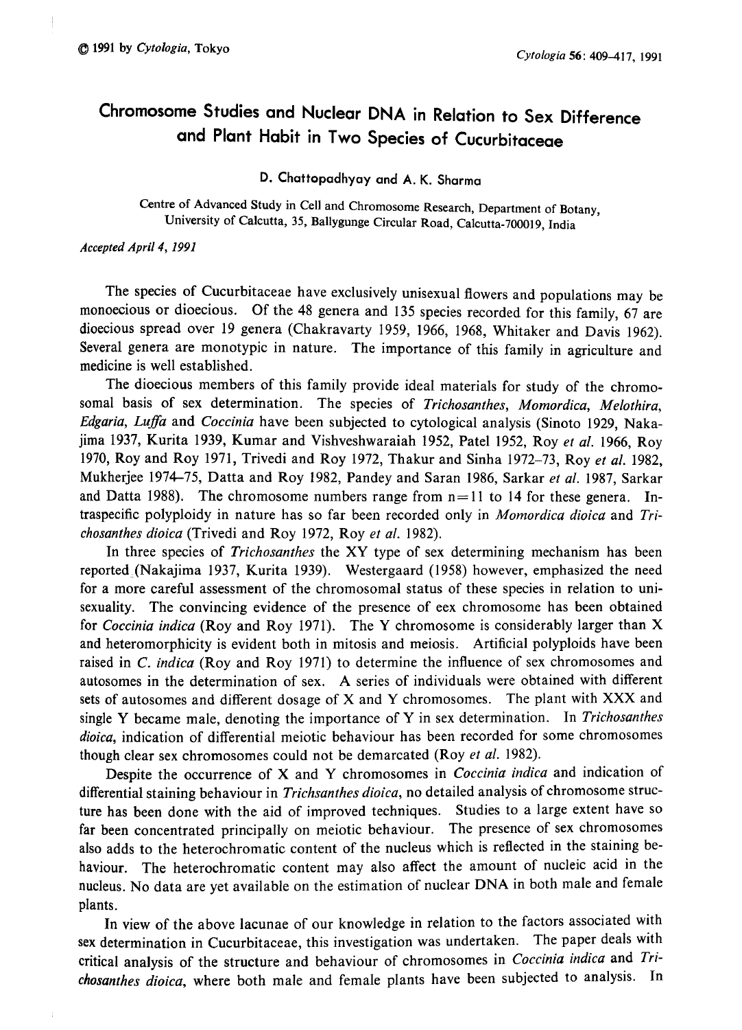# Chromosome Studies and Nuclear DNA in Relation to Sex Difference and Plant Habit in Two Species of Cucurbitaceae

D. Chattopadhyay and A. K. Sharma

Centre of Advanced Study in Cell and Chromosome Research, Department of Botany, University of Calcutta, 35, Ballygunge Circular Road, Calcutta-700019, India

*Accepted April 4, 1991*

The species of Cucurbitaceae have exclusively unisexual flowers and populations may be monoecious or dioecious. Of the 48 genera and 135 species recorded for this family, 67 are dioecious spread over 19 genera (Chakravarty 1959, 1966, 1968, Whitaker and Davis 1962). Several genera are monotypic in nature. The importance of this family in agriculture and medicine is well established.

The dioecious members of this family provide ideal materials for study of the chromosomal basis of sex determination. The species of *Trichosanthes*, *Momordica*, *Melothira*, *Edgaria*, *Luffa* and *Coccinia* have been subjected to cytological analysis (Sinoto 1929, Nakajima 1937, Kurita 1939, Kumar and Vishveshwaraiah 1952, Patel 1952, Roy *et al.* 1966, Roy 1970, Roy and Roy 1971, Trivedi and Roy 1972, Thakur and Sinha 1972–73, Roy *et al.* 1982, Mukherjee 1974–75, Datta and Roy 1982, Pandey and Saran 1986, Sarkar *et al.* 1987, Sarkar and Datta 1988). The chromosome numbers range from n=11 to 14 for these genera. Intraspecific polyploidy in nature has so far been recorded only in *Momordica dioica* and *Trichosanthes dioica* (Trivedi and Roy 1972, Roy *et al.* 1982).

In three species of *Trichosanthes* the XY type of sex determining mechanism has been reported (Nakajima 1937, Kurita 1939). Westergaard (1958) however, emphasized the need for a more careful assessment of the chromosomal status of these species in relation to unisexuality. The convincing evidence of the presence of eex chromosome has been obtained for *Coccinia indica* (Roy and Roy 1971). The Y chromosome is considerably larger than X and heteromorphicity is evident both in mitosis and meiosis. Artificial polyploids have been raised in *C. indica* (Roy and Roy 1971) to determine the influence of sex chromosomes and autosomes in the determination of sex. A series of individuals were obtained with different sets of autosomes and different dosage of X and Y chromosomes. The plant with XXX and single Y became male, denoting the importance of Y in sex determination. In *Trichosanthes dioica*, indication of differential meiotic behaviour has been recorded for some chromosomes though clear sex chromosomes could not be demarcated (Roy *et al.* 1982).

Despite the occurrence of X and Y chromosomes in *Coccinia indica* and indication of differential staining behaviour in *Trichsanthes dioica*, no detailed analysis of chromosome structure has been done with the aid of improved techniques. Studies to a large extent have so far been concentrated principally on meiotic behaviour. The presence of sex chromosomes also adds to the heterochromatic content of the nucleus which is reflected in the staining behaviour. The heterochromatic content may also affect the amount of nucleic acid in the nucleus. No data are yet available on the estimation of nuclear DNA in both male and female plants.

In view of the above lacunae of our knowledge in relation to the factors associated with sex determination in Cucurbitaceae, this investigation was undertaken. The paper deals with critical analysis of the structure and behaviour of chromosomes in *Coccinia indica* and *Trichosanthes dioica*, where both male and female plants have been subjected to analysis. In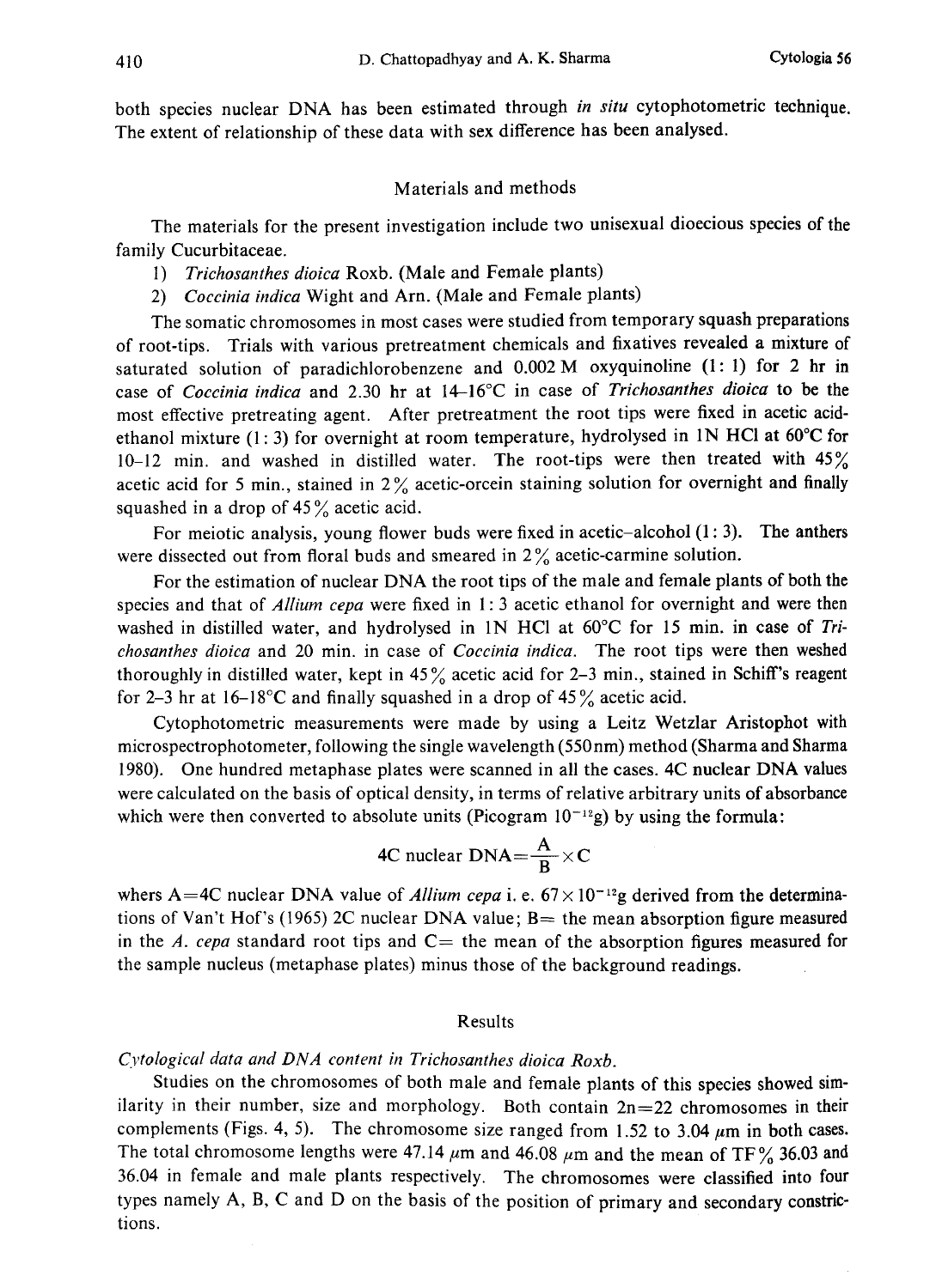both species nuclear DNA has been estimated through *in situ* cytophotometric technique. The extent of relationship of these data with sex difference has been analysed.

## Materials and methods

The materials for the present investigation include two unisexual dioecious species of the family Cucurbitaceae.

1) *Trichosanthes dioica* Roxb. (Male and Female plants)
2) *Coccinia indica* Wight and Arn. (Male and Female plants)

The somatic chromosomes in most cases were studied from temporary squash preparations of root-tips. Trials with various pretreatment chemicals and fixatives revealed a mixture of saturated solution of paradichlorobenzene and 0.002 M oxyquinoline (1: 1) for 2 hr in case of *Coccinia indica* and 2.30 hr at 14–16°C in case of *Trichosanthes dioica* to be the most effective pretreating agent. After pretreatment the root tips were fixed in acetic acid-ethanol mixture (1: 3) for overnight at room temperature, hydrolysed in 1N HCl at 60°C for 10–12 min. and washed in distilled water. The root-tips were then treated with 45% acetic acid for 5 min., stained in 2% acetic-orcein staining solution for overnight and finally squashed in a drop of 45% acetic acid.

For meiotic analysis, young flower buds were fixed in acetic–alcohol (1: 3). The anthers were dissected out from floral buds and smeared in 2% acetic-carmine solution.

For the estimation of nuclear DNA the root tips of the male and female plants of both the species and that of *Allium cepa* were fixed in 1: 3 acetic ethanol for overnight and were then washed in distilled water, and hydrolysed in 1N HCl at 60°C for 15 min. in case of *Trichosanthes dioica* and 20 min. in case of *Coccinia indica*. The root tips were then weshed thoroughly in distilled water, kept in 45% acetic acid for 2–3 min., stained in Schiff's reagent for 2–3 hr at 16–18°C and finally squashed in a drop of 45% acetic acid.

Cytophotometric measurements were made by using a Leitz Wetzlar Aristophot with microspectrophotometer, following the single wavelength (550 nm) method (Sharma and Sharma 1980). One hundred metaphase plates were scanned in all the cases. 4C nuclear DNA values were calculated on the basis of optical density, in terms of relative arbitrary units of absorbance which were then converted to absolute units (Picogram $10^{-12}$g) by using the formula:

$$4\text{C nuclear DNA} = \frac{A}{B} \times C$$

whers A=4C nuclear DNA value of *Allium cepa* i. e. $67 \times 10^{-12}$g derived from the determinations of Van't Hof's (1965) 2C nuclear DNA value; B= the mean absorption figure measured in the *A. cepa* standard root tips and C= the mean of the absorption figures measured for the sample nucleus (metaphase plates) minus those of the background readings.

## Results

### *Cytological data and DNA content in Trichosanthes dioica Roxb.*

Studies on the chromosomes of both male and female plants of this species showed similarity in their number, size and morphology. Both contain 2n=22 chromosomes in their complements (Figs. 4, 5). The chromosome size ranged from 1.52 to 3.04 $\mu$m in both cases. The total chromosome lengths were 47.14 $\mu$m and 46.08 $\mu$m and the mean of TF% 36.03 and 36.04 in female and male plants respectively. The chromosomes were classified into four types namely A, B, C and D on the basis of the position of primary and secondary constrictions.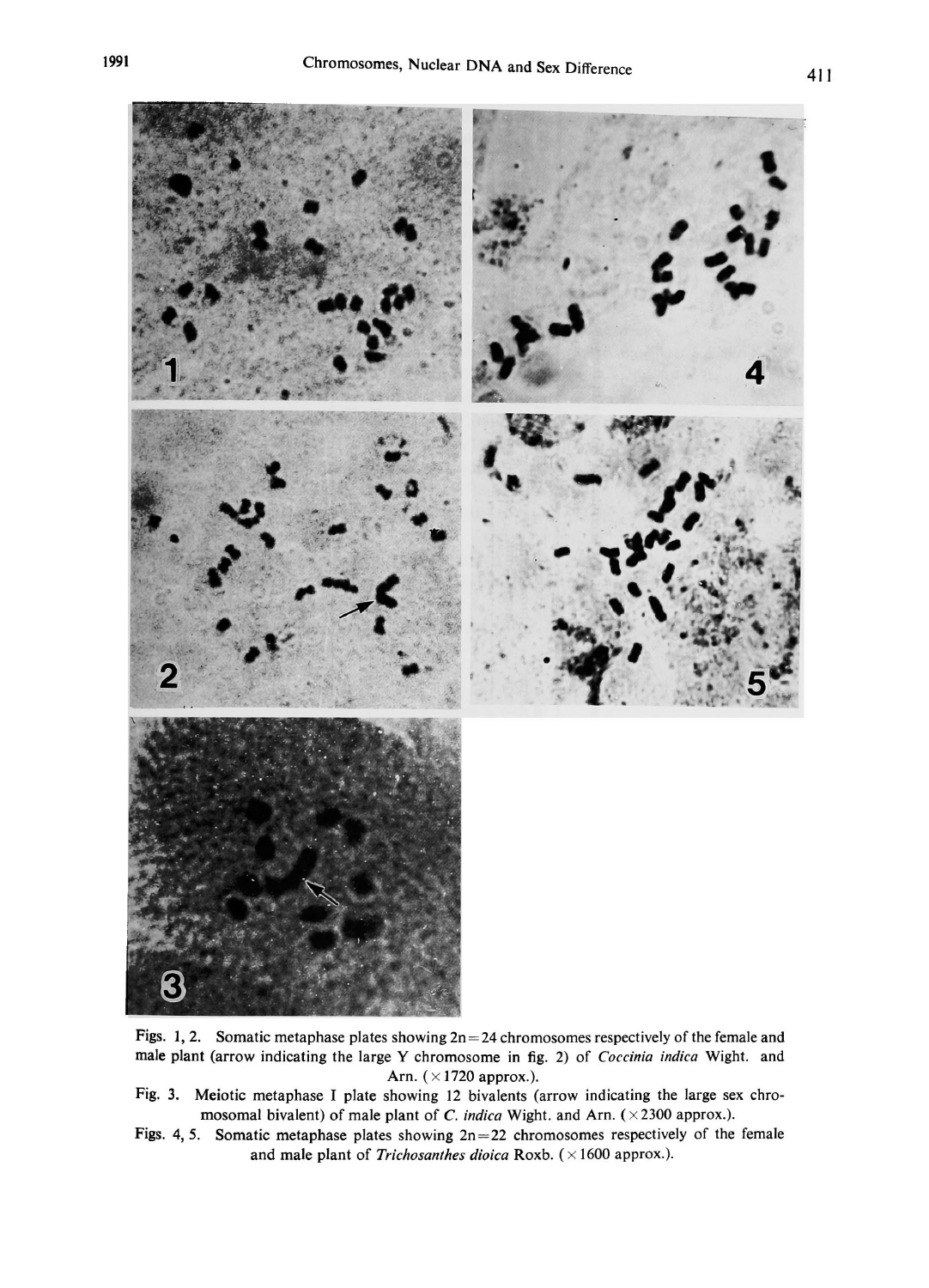Figs. 1, 2. Somatic metaphase plates showing 2n=24 chromosomes respectively of the female and male plant (arrow indicating the large Y chromosome in fig. 2) of *Coccinia indica* Wight. and Arn. (×1720 approx.).

Fig. 3. Meiotic metaphase I plate showing 12 bivalents (arrow indicating the large sex chromosomal bivalent) of male plant of *C. indica* Wight. and Arn. (×2300 approx.).

Figs. 4, 5. Somatic metaphase plates showing 2n=22 chromosomes respectively of the female and male plant of *Trichosanthes dioica* Roxb. (×1600 approx.).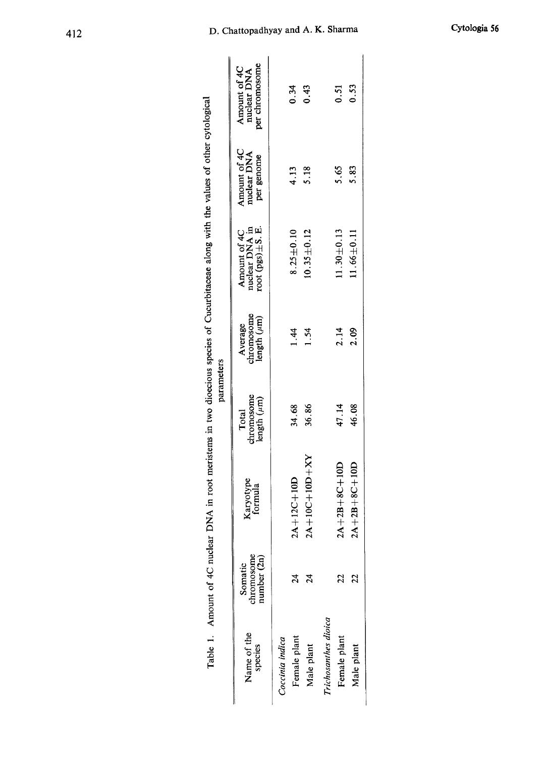Table 1. Amount of 4C nuclear DNA in root meristems in two dioecious species of Cucurbitaceae along with the values of other cytological parameters

| Name of the species | Somatic chromosome number (2n) | Karyotype formula | Total chromosome length ($\mu$m) | Average chromosome length ($\mu$m) | Amount of 4C nuclear DNA in root (pgs)±S. E. | Amount of 4C nuclear DNA per genome | Amount of 4C nuclear DNA per chromosome |
|---|---|---|---|---|---|---|---|
| *Coccinia indica* | | | | | | | |
| Female plant | 24 | 2A+12C+10D | 34.68 | 1.44 | 8.25±0.10 | 4.13 | 0.34 |
| Male plant | 24 | 2A+10C+10D+XY | 36.86 | 1.54 | 10.35±0.12 | 5.18 | 0.43 |
| *Trichosanthes dioica* | | | | | | | |
| Female plant | 22 | 2A+2B+8C+10D | 47.14 | 2.14 | 11.30±0.13 | 5.65 | 0.51 |
| Male plant | 22 | 2A+2B+8C+10D | 46.08 | 2.09 | 11.66±0.11 | 5.83 | 0.53 |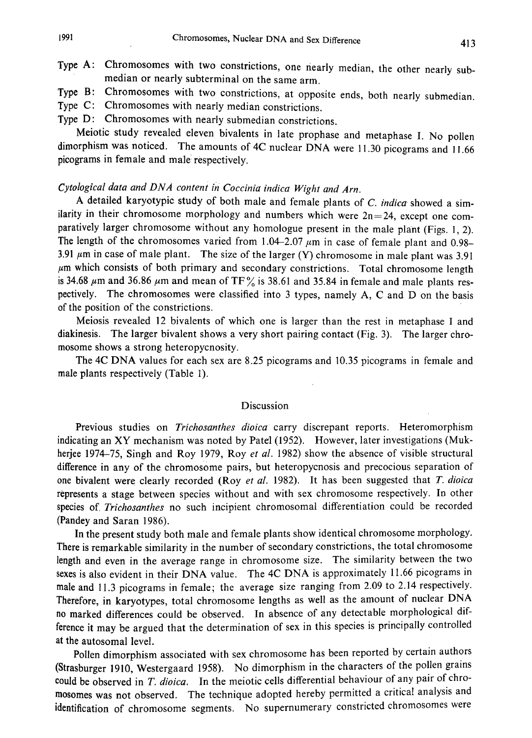Type A: Chromosomes with two constrictions, one nearly median, the other nearly submedian or nearly subterminal on the same arm.

Type B: Chromosomes with two constrictions, at opposite ends, both nearly submedian.

Type C: Chromosomes with nearly median constrictions.

Type D: Chromosomes with nearly submedian constrictions.

Meiotic study revealed eleven bivalents in late prophase and metaphase I. No pollen dimorphism was noticed. The amounts of 4C nuclear DNA were 11.30 picograms and 11.66 picograms in female and male respectively.

*Cytological data and DNA content in Coccinia indica Wight and Arn.*

A detailed karyotypic study of both male and female plants of *C. indica* showed a similarity in their chromosome morphology and numbers which were $2n=24$, except one comparatively larger chromosome without any homologue present in the male plant (Figs. 1, 2). The length of the chromosomes varied from 1.04–2.07 $\mu$m in case of female plant and 0.98–3.91 $\mu$m in case of male plant. The size of the larger (Y) chromosome in male plant was 3.91 $\mu$m which consists of both primary and secondary constrictions. Total chromosome length is 34.68 $\mu$m and 36.86 $\mu$m and mean of TF% is 38.61 and 35.84 in female and male plants respectively. The chromosomes were classified into 3 types, namely A, C and D on the basis of the position of the constrictions.

Meiosis revealed 12 bivalents of which one is larger than the rest in metaphase I and diakinesis. The larger bivalent shows a very short pairing contact (Fig. 3). The larger chromosome shows a strong heteropycnosity.

The 4C DNA values for each sex are 8.25 picograms and 10.35 picograms in female and male plants respectively (Table 1).

## Discussion

Previous studies on *Trichosanthes dioica* carry discrepant reports. Heteromorphism indicating an XY mechanism was noted by Patel (1952). However, later investigations (Mukherjee 1974–75, Singh and Roy 1979, Roy *et al.* 1982) show the absence of visible structural difference in any of the chromosome pairs, but heteropycnosis and precocious separation of one bivalent were clearly recorded (Roy *et al.* 1982). It has been suggested that *T. dioica* represents a stage between species without and with sex chromosome respectively. In other species of *Trichosanthes* no such incipient chromosomal differentiation could be recorded (Pandey and Saran 1986).

In the present study both male and female plants show identical chromosome morphology. There is remarkable similarity in the number of secondary constrictions, the total chromosome length and even in the average range in chromosome size. The similarity between the two sexes is also evident in their DNA value. The 4C DNA is approximately 11.66 picograms in male and 11.3 picograms in female; the average size ranging from 2.09 to 2.14 respectively. Therefore, in karyotypes, total chromosome lengths as well as the amount of nuclear DNA no marked differences could be observed. In absence of any detectable morphological difference it may be argued that the determination of sex in this species is principally controlled at the autosomal level.

Pollen dimorphism associated with sex chromosome has been reported by certain authors (Strasburger 1910, Westergaard 1958). No dimorphism in the characters of the pollen grains could be observed in *T. dioica*. In the meiotic cells differential behaviour of any pair of chromosomes was not observed. The technique adopted hereby permitted a critical analysis and identification of chromosome segments. No supernumerary constricted chromosomes were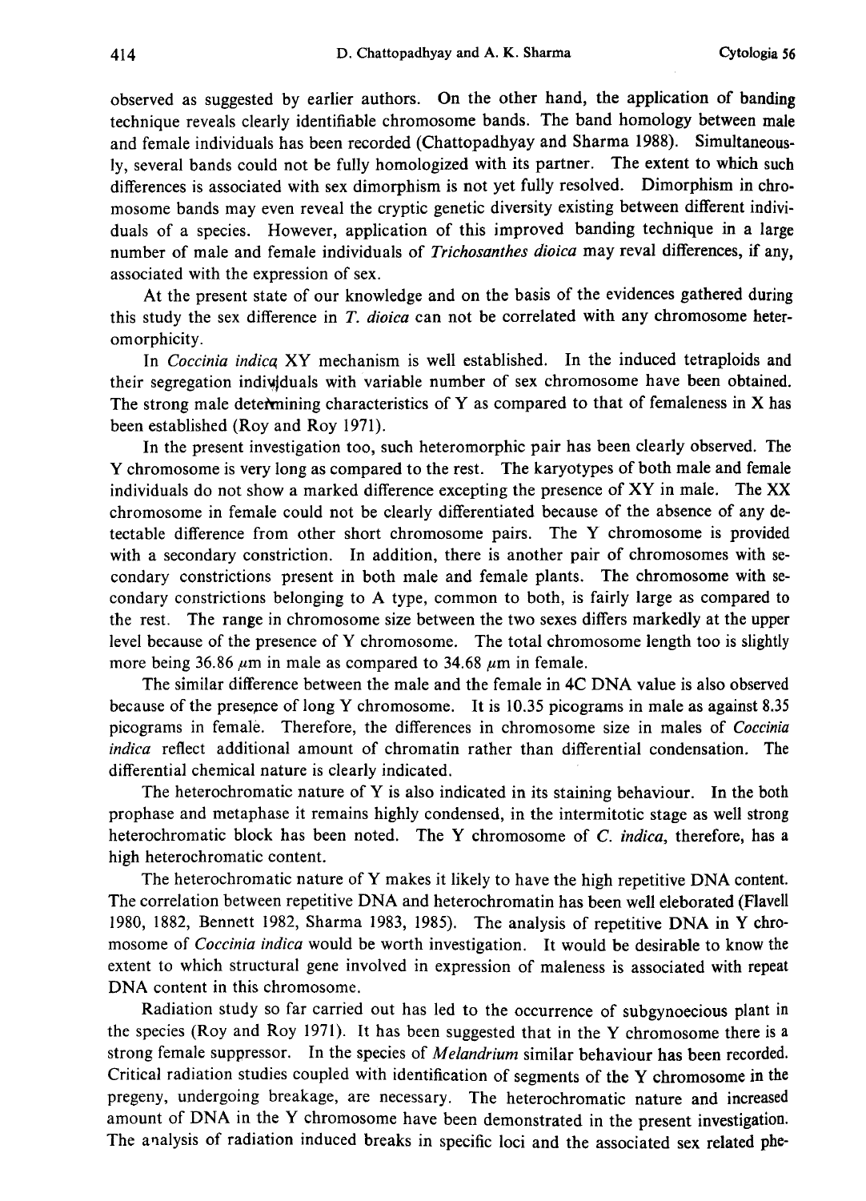observed as suggested by earlier authors. On the other hand, the application of banding technique reveals clearly identifiable chromosome bands. The band homology between male and female individuals has been recorded (Chattopadhyay and Sharma 1988). Simultaneously, several bands could not be fully homologized with its partner. The extent to which such differences is associated with sex dimorphism is not yet fully resolved. Dimorphism in chromosome bands may even reveal the cryptic genetic diversity existing between different individuals of a species. However, application of this improved banding technique in a large number of male and female individuals of *Trichosanthes dioica* may reval differences, if any, associated with the expression of sex.

At the present state of our knowledge and on the basis of the evidences gathered during this study the sex difference in *T. dioica* can not be correlated with any chromosome heteromorphicity.

In *Coccinia indica* XY mechanism is well established. In the induced tetraploids and their segregation individuals with variable number of sex chromosome have been obtained. The strong male determining characteristics of Y as compared to that of femaleness in X has been established (Roy and Roy 1971).

In the present investigation too, such heteromorphic pair has been clearly observed. The Y chromosome is very long as compared to the rest. The karyotypes of both male and female individuals do not show a marked difference excepting the presence of XY in male. The XX chromosome in female could not be clearly differentiated because of the absence of any detectable difference from other short chromosome pairs. The Y chromosome is provided with a secondary constriction. In addition, there is another pair of chromosomes with secondary constrictions present in both male and female plants. The chromosome with secondary constrictions belonging to A type, common to both, is fairly large as compared to the rest. The range in chromosome size between the two sexes differs markedly at the upper level because of the presence of Y chromosome. The total chromosome length too is slightly more being 36.86 $\mu$m in male as compared to 34.68 $\mu$m in female.

The similar difference between the male and the female in 4C DNA value is also observed because of the presence of long Y chromosome. It is 10.35 picograms in male as against 8.35 picograms in female. Therefore, the differences in chromosome size in males of *Coccinia indica* reflect additional amount of chromatin rather than differential condensation. The differential chemical nature is clearly indicated.

The heterochromatic nature of Y is also indicated in its staining behaviour. In the both prophase and metaphase it remains highly condensed, in the intermitotic stage as well strong heterochromatic block has been noted. The Y chromosome of *C. indica*, therefore, has a high heterochromatic content.

The heterochromatic nature of Y makes it likely to have the high repetitive DNA content. The correlation between repetitive DNA and heterochromatin has been well eleborated (Flavell 1980, 1882, Bennett 1982, Sharma 1983, 1985). The analysis of repetitive DNA in Y chromosome of *Coccinia indica* would be worth investigation. It would be desirable to know the extent to which structural gene involved in expression of maleness is associated with repeat DNA content in this chromosome.

Radiation study so far carried out has led to the occurrence of subgynoecious plant in the species (Roy and Roy 1971). It has been suggested that in the Y chromosome there is a strong female suppressor. In the species of *Melandrium* similar behaviour has been recorded. Critical radiation studies coupled with identification of segments of the Y chromosome in the pregeny, undergoing breakage, are necessary. The heterochromatic nature and increased amount of DNA in the Y chromosome have been demonstrated in the present investigation. The analysis of radiation induced breaks in specific loci and the associated sex related phe-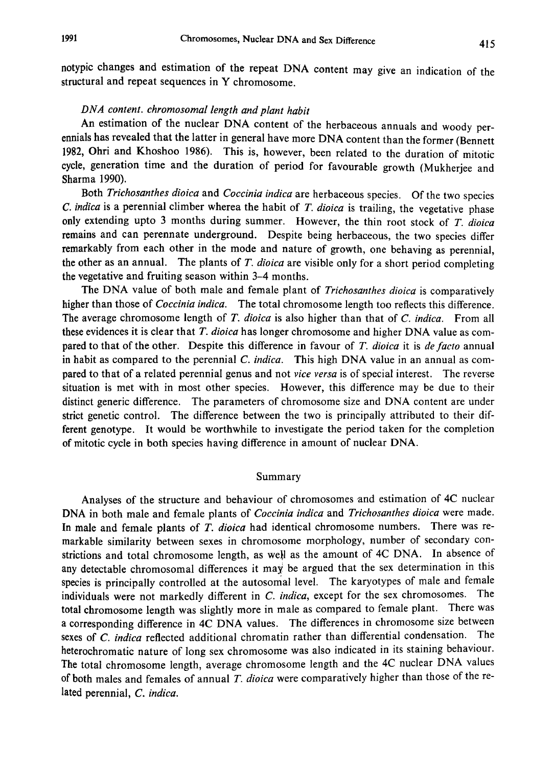notypic changes and estimation of the repeat DNA content may give an indication of the structural and repeat sequences in Y chromosome.

### *DNA content. chromosomal length and plant habit*

An estimation of the nuclear DNA content of the herbaceous annuals and woody perennials has revealed that the latter in general have more DNA content than the former (Bennett 1982, Ohri and Khoshoo 1986). This is, however, been related to the duration of mitotic cycle, generation time and the duration of period for favourable growth (Mukherjee and Sharma 1990).

Both *Trichosanthes dioica* and *Coccinia indica* are herbaceous species. Of the two species *C. indica* is a perennial climber wherea the habit of *T. dioica* is trailing, the vegetative phase only extending upto 3 months during summer. However, the thin root stock of *T. dioica* remains and can perennate underground. Despite being herbaceous, the two species differ remarkably from each other in the mode and nature of growth, one behaving as perennial, the other as an annual. The plants of *T. dioica* are visible only for a short period completing the vegetative and fruiting season within 3–4 months.

The DNA value of both male and female plant of *Trichosanthes dioica* is comparatively higher than those of *Coccinia indica*. The total chromosome length too reflects this difference. The average chromosome length of *T. dioica* is also higher than that of *C. indica*. From all these evidences it is clear that *T. dioica* has longer chromosome and higher DNA value as compared to that of the other. Despite this difference in favour of *T. dioica* it is *de facto* annual in habit as compared to the perennial *C. indica*. This high DNA value in an annual as compared to that of a related perennial genus and not *vice versa* is of special interest. The reverse situation is met with in most other species. However, this difference may be due to their distinct generic difference. The parameters of chromosome size and DNA content are under strict genetic control. The difference between the two is principally attributed to their different genotype. It would be worthwhile to investigate the period taken for the completion of mitotic cycle in both species having difference in amount of nuclear DNA.

## Summary

Analyses of the structure and behaviour of chromosomes and estimation of 4C nuclear DNA in both male and female plants of *Coccinia indica* and *Trichosanthes dioica* were made. In male and female plants of *T. dioica* had identical chromosome numbers. There was remarkable similarity between sexes in chromosome morphology, number of secondary constrictions and total chromosome length, as well as the amount of 4C DNA. In absence of any detectable chromosomal differences it may be argued that the sex determination in this species is principally controlled at the autosomal level. The karyotypes of male and female individuals were not markedly different in *C. indica*, except for the sex chromosomes. The total chromosome length was slightly more in male as compared to female plant. There was a corresponding difference in 4C DNA values. The differences in chromosome size between sexes of *C. indica* reflected additional chromatin rather than differential condensation. The heterochromatic nature of long sex chromosome was also indicated in its staining behaviour. The total chromosome length, average chromosome length and the 4C nuclear DNA values of both males and females of annual *T. dioica* were comparatively higher than those of the related perennial, *C. indica*.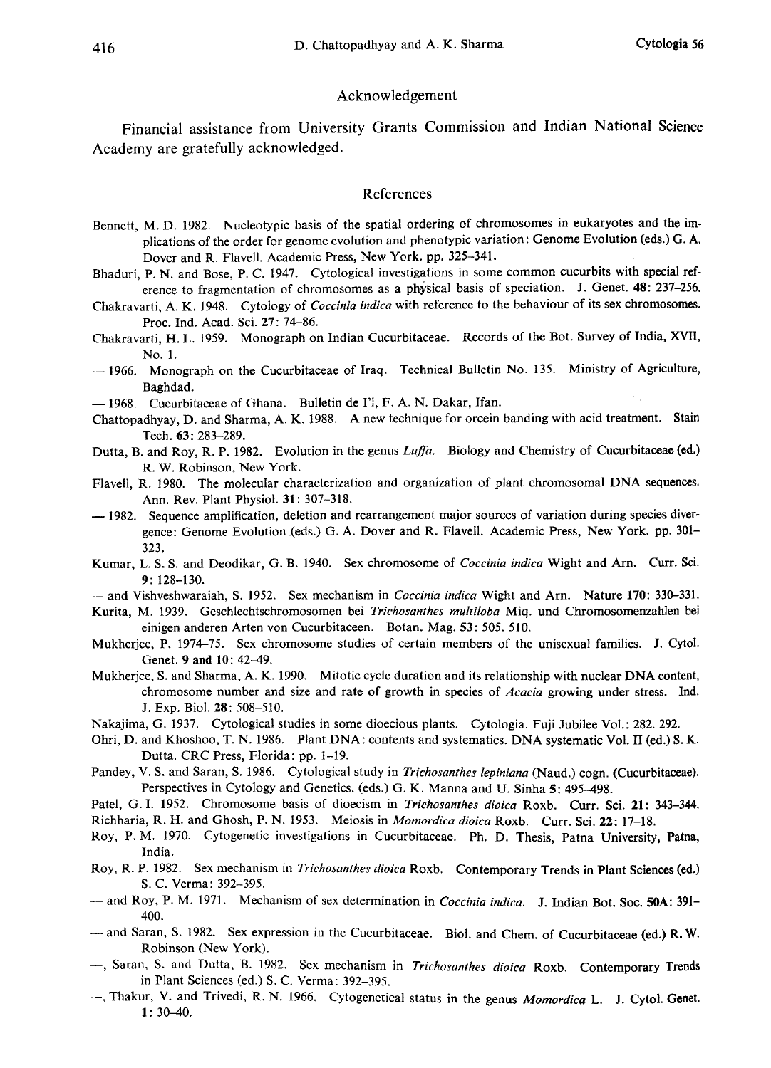## Acknowledgement

Financial assistance from University Grants Commission and Indian National Science Academy are gratefully acknowledged.

## References

Bennett, M. D. 1982. Nucleotypic basis of the spatial ordering of chromosomes in eukaryotes and the implications of the order for genome evolution and phenotypic variation: Genome Evolution (eds.) G. A. Dover and R. Flavell. Academic Press, New York. pp. 325–341.

Bhaduri, P. N. and Bose, P. C. 1947. Cytological investigations in some common cucurbits with special reference to fragmentation of chromosomes as a physical basis of speciation. J. Genet. **48**: 237–256.

Chakravarti, A. K. 1948. Cytology of *Coccinia indica* with reference to the behaviour of its sex chromosomes. Proc. Ind. Acad. Sci. **27**: 74–86.

Chakravarti, H. L. 1959. Monograph on Indian Cucurbitaceae. Records of the Bot. Survey of India, XVII, No. 1.

— 1966. Monograph on the Cucurbitaceae of Iraq. Technical Bulletin No. 135. Ministry of Agriculture, Baghdad.

— 1968. Cucurbitaceae of Ghana. Bulletin de I'l, F. A. N. Dakar, Ifan.

Chattopadhyay, D. and Sharma, A. K. 1988. A new technique for orcein banding with acid treatment. Stain Tech. **63**: 283–289.

Dutta, B. and Roy, R. P. 1982. Evolution in the genus *Luffa*. Biology and Chemistry of Cucurbitaceae (ed.) R. W. Robinson, New York.

Flavell, R. 1980. The molecular characterization and organization of plant chromosomal DNA sequences. Ann. Rev. Plant Physiol. **31**: 307–318.

— 1982. Sequence amplification, deletion and rearrangement major sources of variation during species divergence: Genome Evolution (eds.) G. A. Dover and R. Flavell. Academic Press, New York. pp. 301–323.

Kumar, L. S. S. and Deodikar, G. B. 1940. Sex chromosome of *Coccinia indica* Wight and Arn. Curr. Sci. **9**: 128–130.

— and Vishveshwaraiah, S. 1952. Sex mechanism in *Coccinia indica* Wight and Arn. Nature **170**: 330–331.

Kurita, M. 1939. Geschlechtschromosomen bei *Trichosanthes multiloba* Miq. und Chromosomenzahlen bei einigen anderen Arten von Cucurbitaceen. Botan. Mag. **53**: 505. 510.

Mukherjee, P. 1974–75. Sex chromosome studies of certain members of the unisexual families. J. Cytol. Genet. **9 and 10**: 42–49.

Mukherjee, S. and Sharma, A. K. 1990. Mitotic cycle duration and its relationship with nuclear DNA content, chromosome number and size and rate of growth in species of *Acacia* growing under stress. Ind. J. Exp. Biol. **28**: 508–510.

Nakajima, G. 1937. Cytological studies in some dioecious plants. Cytologia. Fuji Jubilee Vol.: 282. 292.

Ohri, D. and Khoshoo, T. N. 1986. Plant DNA: contents and systematics. DNA systematic Vol. II (ed.) S. K. Dutta. CRC Press, Florida: pp. 1–19.

Pandey, V. S. and Saran, S. 1986. Cytological study in *Trichosanthes lepiniana* (Naud.) cogn. (Cucurbitaceae). Perspectives in Cytology and Genetics. (eds.) G. K. Manna and U. Sinha **5**: 495–498.

Patel, G. I. 1952. Chromosome basis of dioecism in *Trichosanthes dioica* Roxb. Curr. Sci. **21**: 343–344.

Richharia, R. H. and Ghosh, P. N. 1953. Meiosis in *Momordica dioica* Roxb. Curr. Sci. **22**: 17–18.

Roy, P. M. 1970. Cytogenetic investigations in Cucurbitaceae. Ph. D. Thesis, Patna University, Patna, India.

Roy, R. P. 1982. Sex mechanism in *Trichosanthes dioica* Roxb. Contemporary Trends in Plant Sciences (ed.) S. C. Verma: 392–395.

— and Roy, P. M. 1971. Mechanism of sex determination in *Coccinia indica*. J. Indian Bot. Soc. **50A**: 391–400.

— and Saran, S. 1982. Sex expression in the Cucurbitaceae. Biol. and Chem. of Cucurbitaceae (ed.) R. W. Robinson (New York).

—, Saran, S. and Dutta, B. 1982. Sex mechanism in *Trichosanthes dioica* Roxb. Contemporary Trends in Plant Sciences (ed.) S. C. Verma: 392–395.

—, Thakur, V. and Trivedi, R. N. 1966. Cytogenetical status in the genus *Momordica* L. J. Cytol. Genet. **1**: 30–40.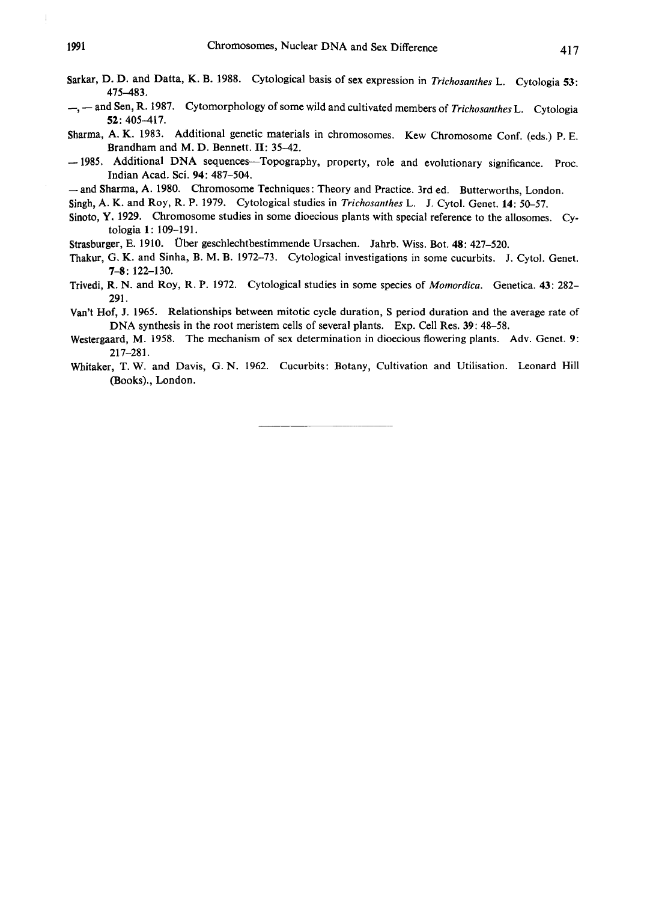Sarkar, D. D. and Datta, K. B. 1988. Cytological basis of sex expression in *Trichosanthes* L. Cytologia **53**: 475–483.

—, — and Sen, R. 1987. Cytomorphology of some wild and cultivated members of *Trichosanthes* L. Cytologia **52**: 405–417.

Sharma, A. K. 1983. Additional genetic materials in chromosomes. Kew Chromosome Conf. (eds.) P. E. Brandham and M. D. Bennett. **II**: 35–42.

— 1985. Additional DNA sequences—Topography, property, role and evolutionary significance. Proc. Indian Acad. Sci. **94**: 487–504.

— and Sharma, A. 1980. Chromosome Techniques: Theory and Practice. 3rd ed. Butterworths, London.

Singh, A. K. and Roy, R. P. 1979. Cytological studies in *Trichosanthes* L. J. Cytol. Genet. **14**: 50–57.

Sinoto, Y. 1929. Chromosome studies in some dioecious plants with special reference to the allosomes. Cytologia **1**: 109–191.

Strasburger, E. 1910. Über geschlechtbestimmende Ursachen. Jahrb. Wiss. Bot. **48**: 427–520.

Thakur, G. K. and Sinha, B. M. B. 1972–73. Cytological investigations in some cucurbits. J. Cytol. Genet. **7–8**: 122–130.

Trivedi, R. N. and Roy, R. P. 1972. Cytological studies in some species of *Momordica*. Genetica. **43**: 282–291.

Van't Hof, J. 1965. Relationships between mitotic cycle duration, S period duration and the average rate of DNA synthesis in the root meristem cells of several plants. Exp. Cell Res. **39**: 48–58.

Westergaard, M. 1958. The mechanism of sex determination in dioecious flowering plants. Adv. Genet. **9**: 217–281.

Whitaker, T. W. and Davis, G. N. 1962. Cucurbits: Botany, Cultivation and Utilisation. Leonard Hill (Books)., London.